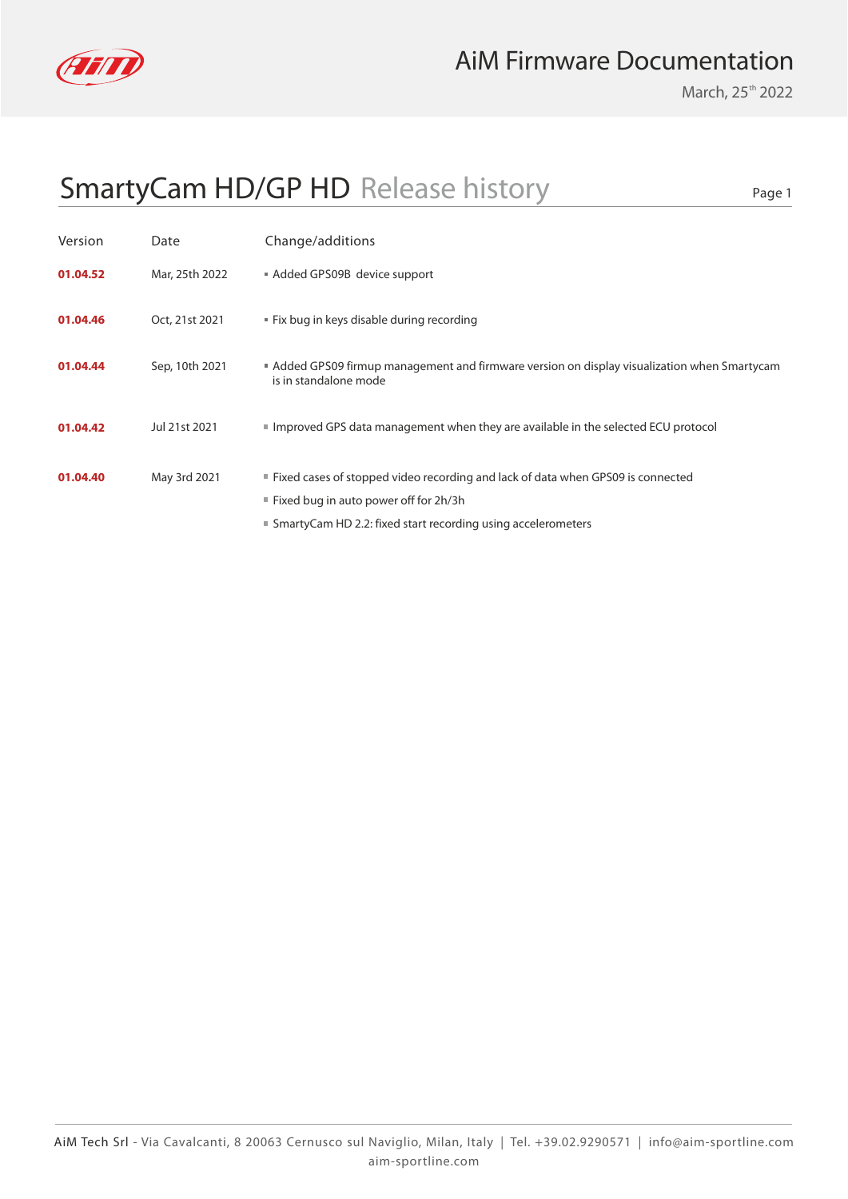# AiM Firmware Documentation

March, 25th 2022

## SmartyCam HD/GP HD Release history

| Version | Date | Change/additions |
| --- | --- | --- |
| **01.04.52** | Mar, 25th 2022 | ▪ Added GPS09B device support |
| **01.04.46** | Oct, 21st 2021 | ▪ Fix bug in keys disable during recording |
| **01.04.44** | Sep, 10th 2021 | ▪ Added GPS09 firmup management and firmware version on display visualization when Smartycam is in standalone mode |
| **01.04.42** | Jul 21st 2021 | ▪ Improved GPS data management when they are available in the selected ECU protocol |
| **01.04.40** | May 3rd 2021 | ▪ Fixed cases of stopped video recording and lack of data when GPS09 is connected<br>▪ Fixed bug in auto power off for 2h/3h<br>▪ SmartyCam HD 2.2: fixed start recording using accelerometers |

AiM Tech Srl - Via Cavalcanti, 8 20063 Cernusco sul Naviglio, Milan, Italy | Tel. +39.02.9290571 | info@aim-sportline.com
aim-sportline.com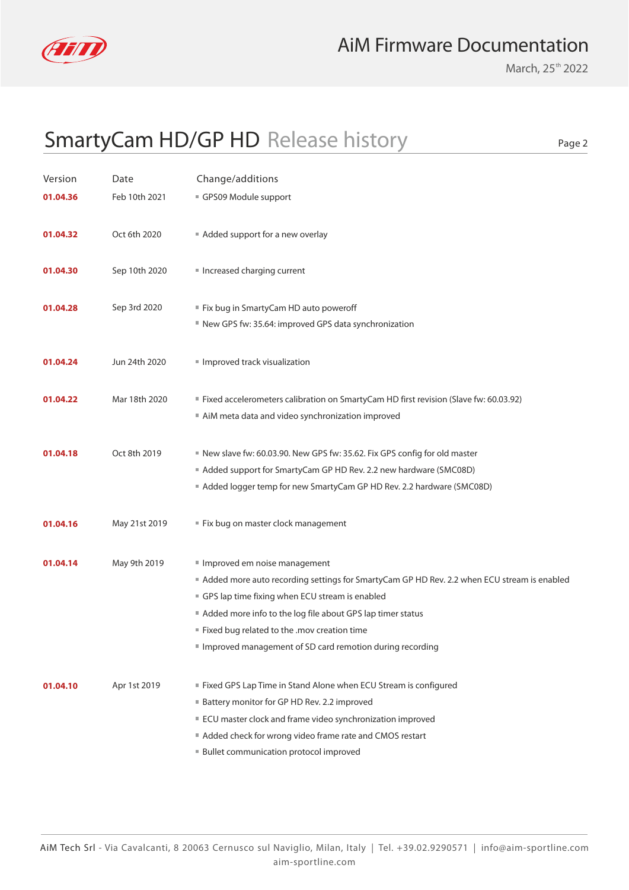## SmartyCam HD/GP HD Release history

| Version | Date | Change/additions |
| --- | --- | --- |
| **01.04.36** | Feb 10th 2021 | ▪ GPS09 Module support |
| **01.04.32** | Oct 6th 2020 | ▪ Added support for a new overlay |
| **01.04.30** | Sep 10th 2020 | ▪ Increased charging current |
| **01.04.28** | Sep 3rd 2020 | ▪ Fix bug in SmartyCam HD auto poweroff<br>▪ New GPS fw: 35.64: improved GPS data synchronization |
| **01.04.24** | Jun 24th 2020 | ▪ Improved track visualization |
| **01.04.22** | Mar 18th 2020 | ▪ Fixed accelerometers calibration on SmartyCam HD first revision (Slave fw: 60.03.92)<br>▪ AiM meta data and video synchronization improved |
| **01.04.18** | Oct 8th 2019 | ▪ New slave fw: 60.03.90. New GPS fw: 35.62. Fix GPS config for old master<br>▪ Added support for SmartyCam GP HD Rev. 2.2 new hardware (SMC08D)<br>▪ Added logger temp for new SmartyCam GP HD Rev. 2.2 hardware (SMC08D) |
| **01.04.16** | May 21st 2019 | ▪ Fix bug on master clock management |
| **01.04.14** | May 9th 2019 | ▪ Improved em noise management<br>▪ Added more auto recording settings for SmartyCam GP HD Rev. 2.2 when ECU stream is enabled<br>▪ GPS lap time fixing when ECU stream is enabled<br>▪ Added more info to the log file about GPS lap timer status<br>▪ Fixed bug related to the .mov creation time<br>▪ Improved management of SD card remotion during recording |
| **01.04.10** | Apr 1st 2019 | ▪ Fixed GPS Lap Time in Stand Alone when ECU Stream is configured<br>▪ Battery monitor for GP HD Rev. 2.2 improved<br>▪ ECU master clock and frame video synchronization improved<br>▪ Added check for wrong video frame rate and CMOS restart<br>▪ Bullet communication protocol improved |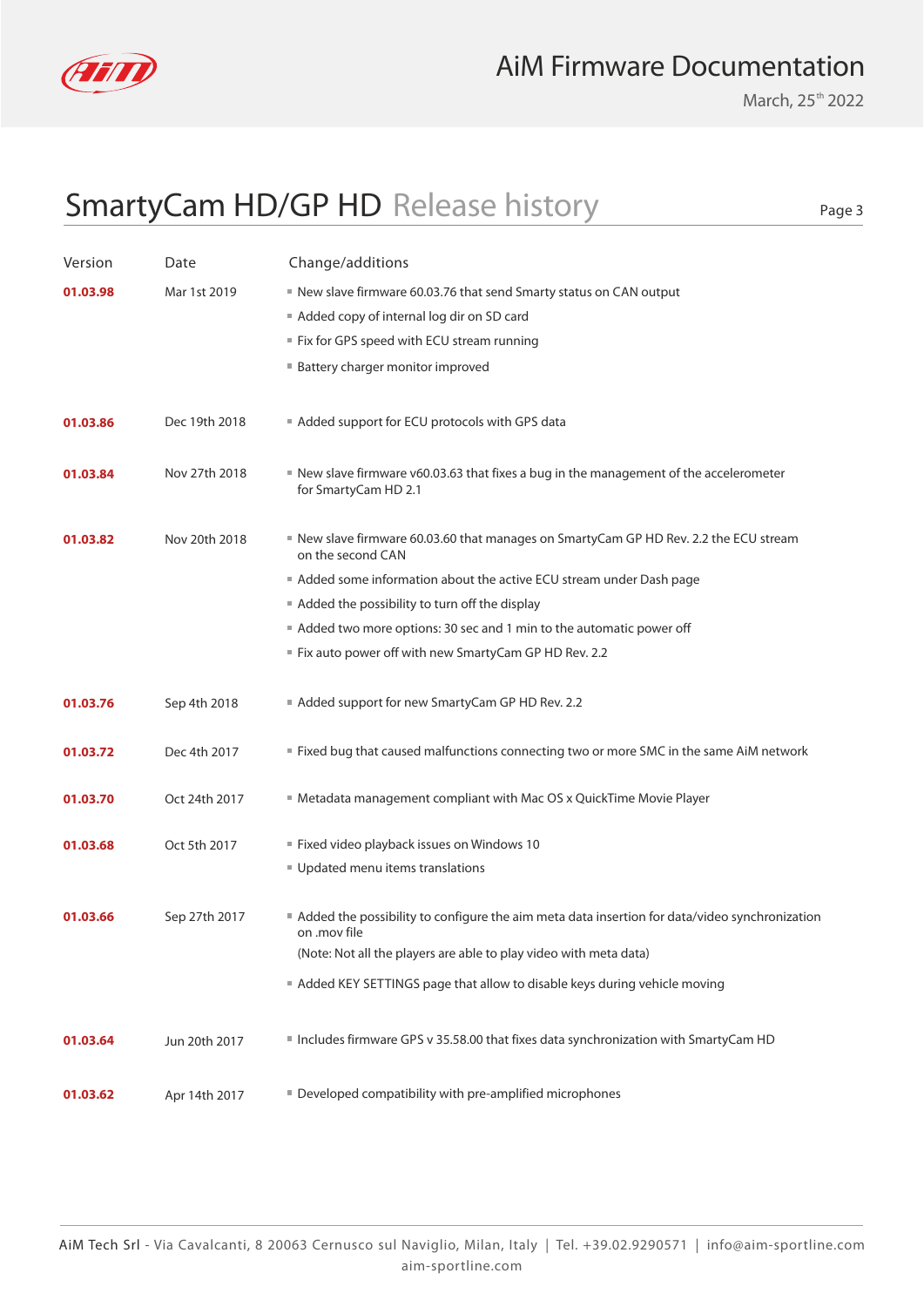# SmartyCam HD/GP HD Release history

| Version | Date | Change/additions |
|---|---|---|
| **01.03.98** | Mar 1st 2019 | New slave firmware 60.03.76 that send Smarty status on CAN output<br>Added copy of internal log dir on SD card<br>Fix for GPS speed with ECU stream running<br>Battery charger monitor improved |
| **01.03.86** | Dec 19th 2018 | Added support for ECU protocols with GPS data |
| **01.03.84** | Nov 27th 2018 | New slave firmware v60.03.63 that fixes a bug in the management of the accelerometer for SmartyCam HD 2.1 |
| **01.03.82** | Nov 20th 2018 | New slave firmware 60.03.60 that manages on SmartyCam GP HD Rev. 2.2 the ECU stream on the second CAN<br>Added some information about the active ECU stream under Dash page<br>Added the possibility to turn off the display<br>Added two more options: 30 sec and 1 min to the automatic power off<br>Fix auto power off with new SmartyCam GP HD Rev. 2.2 |
| **01.03.76** | Sep 4th 2018 | Added support for new SmartyCam GP HD Rev. 2.2 |
| **01.03.72** | Dec 4th 2017 | Fixed bug that caused malfunctions connecting two or more SMC in the same AiM network |
| **01.03.70** | Oct 24th 2017 | Metadata management compliant with Mac OS x QuickTime Movie Player |
| **01.03.68** | Oct 5th 2017 | Fixed video playback issues on Windows 10<br>Updated menu items translations |
| **01.03.66** | Sep 27th 2017 | Added the possibility to configure the aim meta data insertion for data/video synchronization on .mov file<br>(Note: Not all the players are able to play video with meta data)<br>Added KEY SETTINGS page that allow to disable keys during vehicle moving |
| **01.03.64** | Jun 20th 2017 | Includes firmware GPS v 35.58.00 that fixes data synchronization with SmartyCam HD |
| **01.03.62** | Apr 14th 2017 | Developed compatibility with pre-amplified microphones |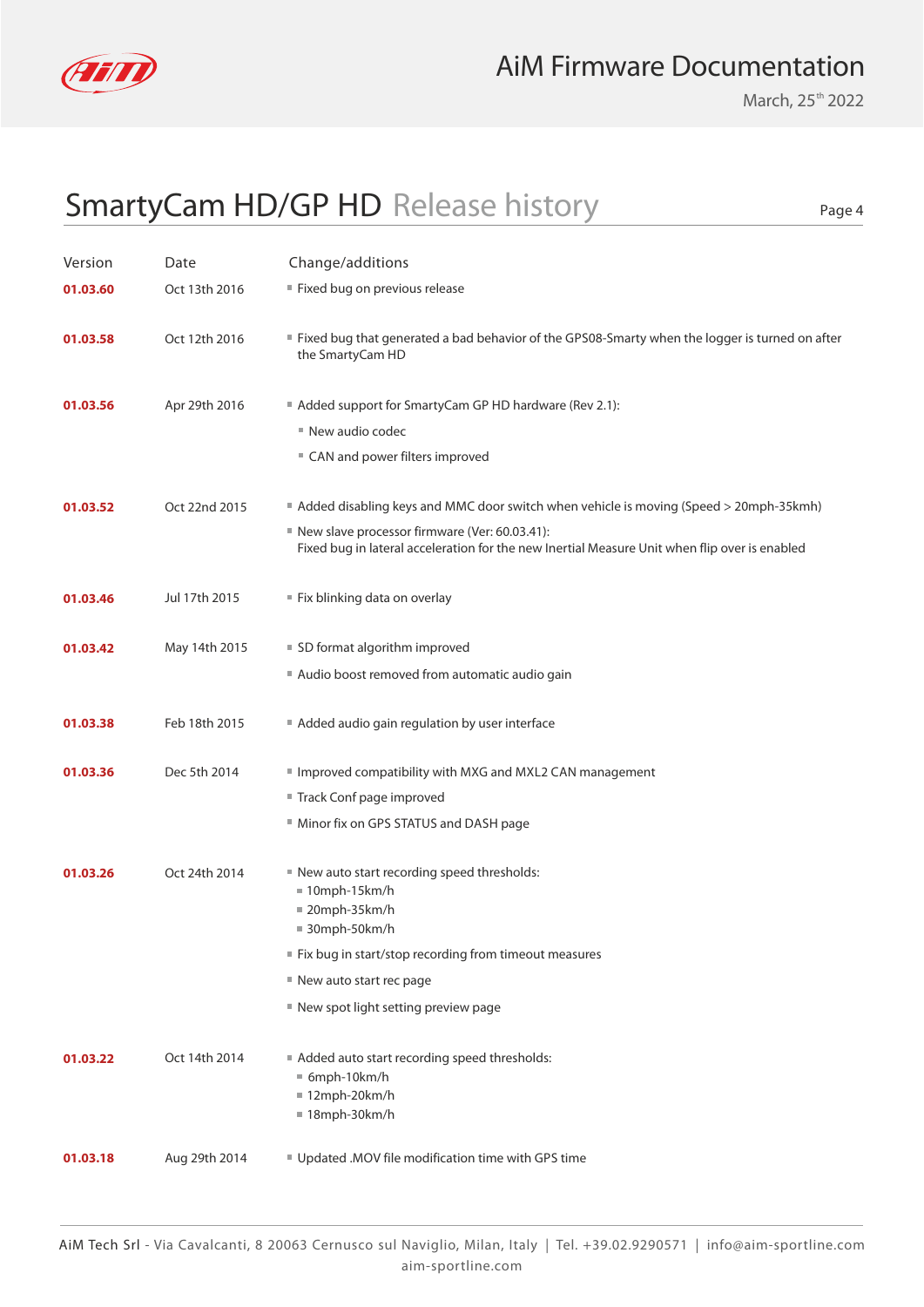## SmartyCam HD/GP HD Release history

| Version | Date | Change/additions |
|---|---|---|
| **01.03.60** | Oct 13th 2016 | ▪ Fixed bug on previous release |
| **01.03.58** | Oct 12th 2016 | ▪ Fixed bug that generated a bad behavior of the GPS08-Smarty when the logger is turned on after the SmartyCam HD |
| **01.03.56** | Apr 29th 2016 | ▪ Added support for SmartyCam GP HD hardware (Rev 2.1):<br>▪ New audio codec<br>▪ CAN and power filters improved |
| **01.03.52** | Oct 22nd 2015 | ▪ Added disabling keys and MMC door switch when vehicle is moving (Speed > 20mph-35kmh)<br>▪ New slave processor firmware (Ver: 60.03.41):<br>Fixed bug in lateral acceleration for the new Inertial Measure Unit when flip over is enabled |
| **01.03.46** | Jul 17th 2015 | ▪ Fix blinking data on overlay |
| **01.03.42** | May 14th 2015 | ▪ SD format algorithm improved<br>▪ Audio boost removed from automatic audio gain |
| **01.03.38** | Feb 18th 2015 | ▪ Added audio gain regulation by user interface |
| **01.03.36** | Dec 5th 2014 | ▪ Improved compatibility with MXG and MXL2 CAN management<br>▪ Track Conf page improved<br>▪ Minor fix on GPS STATUS and DASH page |
| **01.03.26** | Oct 24th 2014 | ▪ New auto start recording speed thresholds:<br>▪ 10mph-15km/h<br>▪ 20mph-35km/h<br>▪ 30mph-50km/h<br>▪ Fix bug in start/stop recording from timeout measures<br>▪ New auto start rec page<br>▪ New spot light setting preview page |
| **01.03.22** | Oct 14th 2014 | ▪ Added auto start recording speed thresholds:<br>▪ 6mph-10km/h<br>▪ 12mph-20km/h<br>▪ 18mph-30km/h |
| **01.03.18** | Aug 29th 2014 | ▪ Updated .MOV file modification time with GPS time |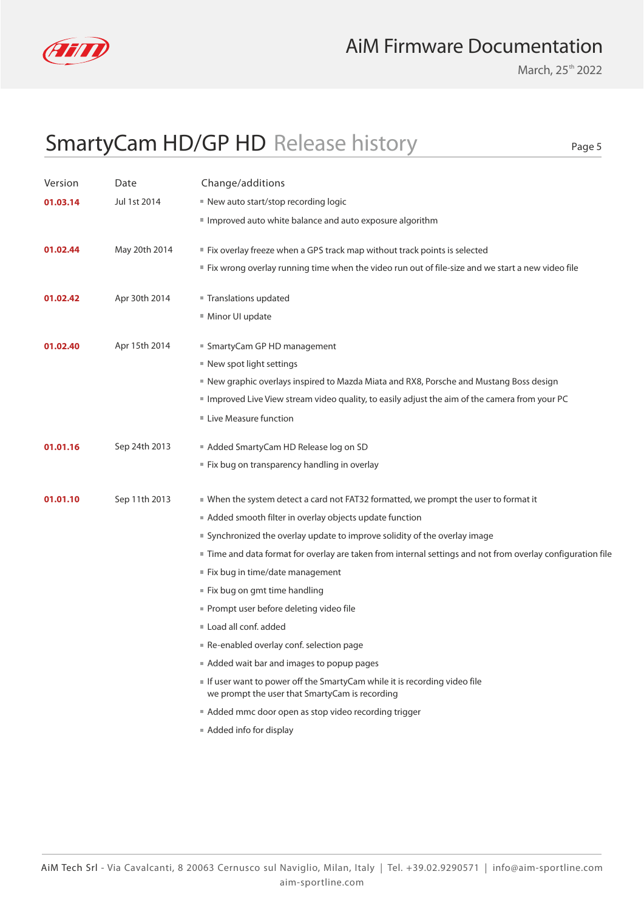## SmartyCam HD/GP HD Release history

| Version | Date | Change/additions |
|---|---|---|
| **01.03.14** | Jul 1st 2014 | ▪ New auto start/stop recording logic<br>▪ Improved auto white balance and auto exposure algorithm |
| **01.02.44** | May 20th 2014 | ▪ Fix overlay freeze when a GPS track map without track points is selected<br>▪ Fix wrong overlay running time when the video run out of file-size and we start a new video file |
| **01.02.42** | Apr 30th 2014 | ▪ Translations updated<br>▪ Minor UI update |
| **01.02.40** | Apr 15th 2014 | ▪ SmartyCam GP HD management<br>▪ New spot light settings<br>▪ New graphic overlays inspired to Mazda Miata and RX8, Porsche and Mustang Boss design<br>▪ Improved Live View stream video quality, to easily adjust the aim of the camera from your PC<br>▪ Live Measure function |
| **01.01.16** | Sep 24th 2013 | ▪ Added SmartyCam HD Release log on SD<br>▪ Fix bug on transparency handling in overlay |
| **01.01.10** | Sep 11th 2013 | ▪ When the system detect a card not FAT32 formatted, we prompt the user to format it<br>▪ Added smooth filter in overlay objects update function<br>▪ Synchronized the overlay update to improve solidity of the overlay image<br>▪ Time and data format for overlay are taken from internal settings and not from overlay configuration file<br>▪ Fix bug in time/date management<br>▪ Fix bug on gmt time handling<br>▪ Prompt user before deleting video file<br>▪ Load all conf. added<br>▪ Re-enabled overlay conf. selection page<br>▪ Added wait bar and images to popup pages<br>▪ If user want to power off the SmartyCam while it is recording video file we prompt the user that SmartyCam is recording<br>▪ Added mmc door open as stop video recording trigger<br>▪ Added info for display |